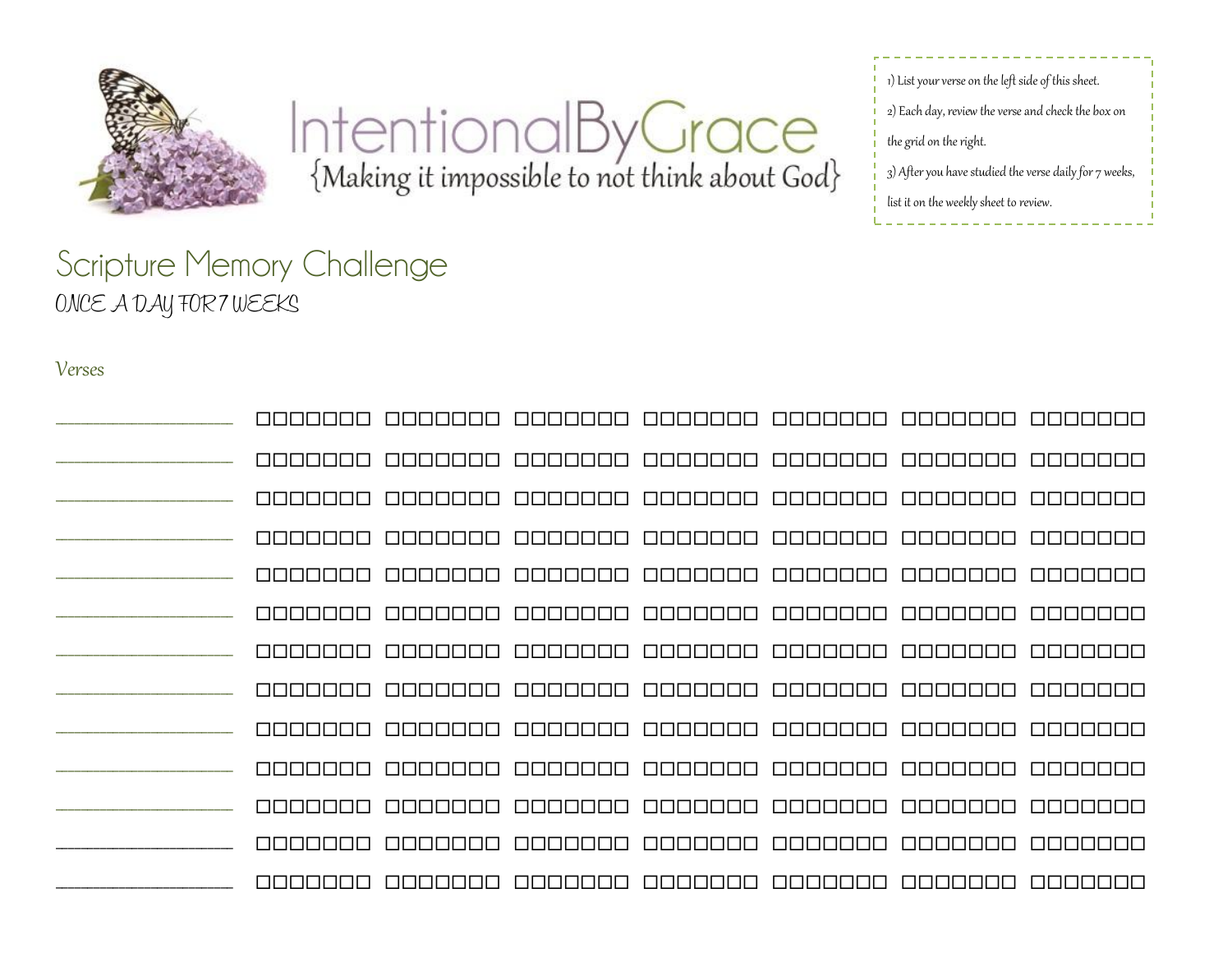# IntentionalByGrace

{Making it impossible to not think about God}

1) List your verse on the left side of this sheet.
2) Each day, review the verse and check the box on the grid on the right.
3) After you have studied the verse daily for 7 weeks, list it on the weekly sheet to review.

## Scripture Memory Challenge

ONCE A DAY FOR 7 WEEKS

*Verses*

| Verse | Week 1 | Week 2 | Week 3 | Week 4 | Week 5 | Week 6 | Week 7 |
|---|---|---|---|---|---|---|---|
| ____________ | ☐☐☐☐☐☐☐ | ☐☐☐☐☐☐☐ | ☐☐☐☐☐☐☐ | ☐☐☐☐☐☐☐ | ☐☐☐☐☐☐☐ | ☐☐☐☐☐☐☐ | ☐☐☐☐☐☐☐ |
| ____________ | ☐☐☐☐☐☐☐ | ☐☐☐☐☐☐☐ | ☐☐☐☐☐☐☐ | ☐☐☐☐☐☐☐ | ☐☐☐☐☐☐☐ | ☐☐☐☐☐☐☐ | ☐☐☐☐☐☐☐ |
| ____________ | ☐☐☐☐☐☐☐ | ☐☐☐☐☐☐☐ | ☐☐☐☐☐☐☐ | ☐☐☐☐☐☐☐ | ☐☐☐☐☐☐☐ | ☐☐☐☐☐☐☐ | ☐☐☐☐☐☐☐ |
| ____________ | ☐☐☐☐☐☐☐ | ☐☐☐☐☐☐☐ | ☐☐☐☐☐☐☐ | ☐☐☐☐☐☐☐ | ☐☐☐☐☐☐☐ | ☐☐☐☐☐☐☐ | ☐☐☐☐☐☐☐ |
| ____________ | ☐☐☐☐☐☐☐ | ☐☐☐☐☐☐☐ | ☐☐☐☐☐☐☐ | ☐☐☐☐☐☐☐ | ☐☐☐☐☐☐☐ | ☐☐☐☐☐☐☐ | ☐☐☐☐☐☐☐ |
| ____________ | ☐☐☐☐☐☐☐ | ☐☐☐☐☐☐☐ | ☐☐☐☐☐☐☐ | ☐☐☐☐☐☐☐ | ☐☐☐☐☐☐☐ | ☐☐☐☐☐☐☐ | ☐☐☐☐☐☐☐ |
| ____________ | ☐☐☐☐☐☐☐ | ☐☐☐☐☐☐☐ | ☐☐☐☐☐☐☐ | ☐☐☐☐☐☐☐ | ☐☐☐☐☐☐☐ | ☐☐☐☐☐☐☐ | ☐☐☐☐☐☐☐ |
| ____________ | ☐☐☐☐☐☐☐ | ☐☐☐☐☐☐☐ | ☐☐☐☐☐☐☐ | ☐☐☐☐☐☐☐ | ☐☐☐☐☐☐☐ | ☐☐☐☐☐☐☐ | ☐☐☐☐☐☐☐ |
| ____________ | ☐☐☐☐☐☐☐ | ☐☐☐☐☐☐☐ | ☐☐☐☐☐☐☐ | ☐☐☐☐☐☐☐ | ☐☐☐☐☐☐☐ | ☐☐☐☐☐☐☐ | ☐☐☐☐☐☐☐ |
| ____________ | ☐☐☐☐☐☐☐ | ☐☐☐☐☐☐☐ | ☐☐☐☐☐☐☐ | ☐☐☐☐☐☐☐ | ☐☐☐☐☐☐☐ | ☐☐☐☐☐☐☐ | ☐☐☐☐☐☐☐ |
| ____________ | ☐☐☐☐☐☐☐ | ☐☐☐☐☐☐☐ | ☐☐☐☐☐☐☐ | ☐☐☐☐☐☐☐ | ☐☐☐☐☐☐☐ | ☐☐☐☐☐☐☐ | ☐☐☐☐☐☐☐ |
| ____________ | ☐☐☐☐☐☐☐ | ☐☐☐☐☐☐☐ | ☐☐☐☐☐☐☐ | ☐☐☐☐☐☐☐ | ☐☐☐☐☐☐☐ | ☐☐☐☐☐☐☐ | ☐☐☐☐☐☐☐ |
| ____________ | ☐☐☐☐☐☐☐ | ☐☐☐☐☐☐☐ | ☐☐☐☐☐☐☐ | ☐☐☐☐☐☐☐ | ☐☐☐☐☐☐☐ | ☐☐☐☐☐☐☐ | ☐☐☐☐☐☐☐ |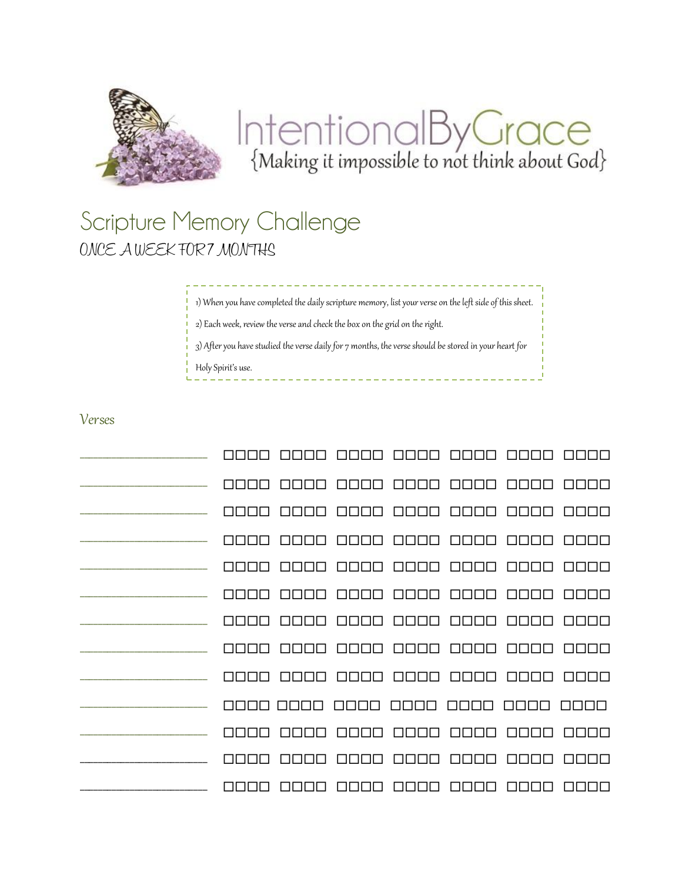IntentionalByGrace

{Making it impossible to not think about God}

# Scripture Memory Challenge

ONCE A WEEK FOR 7 MONTHS

1) When you have completed the daily scripture memory, list your verse on the left side of this sheet.

2) Each week, review the verse and check the box on the grid on the right.

3) After you have studied the verse daily for 7 months, the verse should be stored in your heart for Holy Spirit's use.

## *Verses*

______________________ ☐☐☐☐ ☐☐☐☐ ☐☐☐☐ ☐☐☐☐ ☐☐☐☐ ☐☐☐☐ ☐☐☐☐

______________________ ☐☐☐☐ ☐☐☐☐ ☐☐☐☐ ☐☐☐☐ ☐☐☐☐ ☐☐☐☐ ☐☐☐☐

______________________ ☐☐☐☐ ☐☐☐☐ ☐☐☐☐ ☐☐☐☐ ☐☐☐☐ ☐☐☐☐ ☐☐☐☐

______________________ ☐☐☐☐ ☐☐☐☐ ☐☐☐☐ ☐☐☐☐ ☐☐☐☐ ☐☐☐☐ ☐☐☐☐

______________________ ☐☐☐☐ ☐☐☐☐ ☐☐☐☐ ☐☐☐☐ ☐☐☐☐ ☐☐☐☐ ☐☐☐☐

______________________ ☐☐☐☐ ☐☐☐☐ ☐☐☐☐ ☐☐☐☐ ☐☐☐☐ ☐☐☐☐ ☐☐☐☐

______________________ ☐☐☐☐ ☐☐☐☐ ☐☐☐☐ ☐☐☐☐ ☐☐☐☐ ☐☐☐☐ ☐☐☐☐

______________________ ☐☐☐☐ ☐☐☐☐ ☐☐☐☐ ☐☐☐☐ ☐☐☐☐ ☐☐☐☐ ☐☐☐☐

______________________ ☐☐☐☐ ☐☐☐☐ ☐☐☐☐ ☐☐☐☐ ☐☐☐☐ ☐☐☐☐ ☐☐☐☐

______________________ ☐☐☐☐ ☐☐☐☐ ☐☐☐☐ ☐☐☐☐ ☐☐☐☐ ☐☐☐☐ ☐☐☐☐

______________________ ☐☐☐☐ ☐☐☐☐ ☐☐☐☐ ☐☐☐☐ ☐☐☐☐ ☐☐☐☐ ☐☐☐☐

______________________ ☐☐☐☐ ☐☐☐☐ ☐☐☐☐ ☐☐☐☐ ☐☐☐☐ ☐☐☐☐ ☐☐☐☐

______________________ ☐☐☐☐ ☐☐☐☐ ☐☐☐☐ ☐☐☐☐ ☐☐☐☐ ☐☐☐☐ ☐☐☐☐